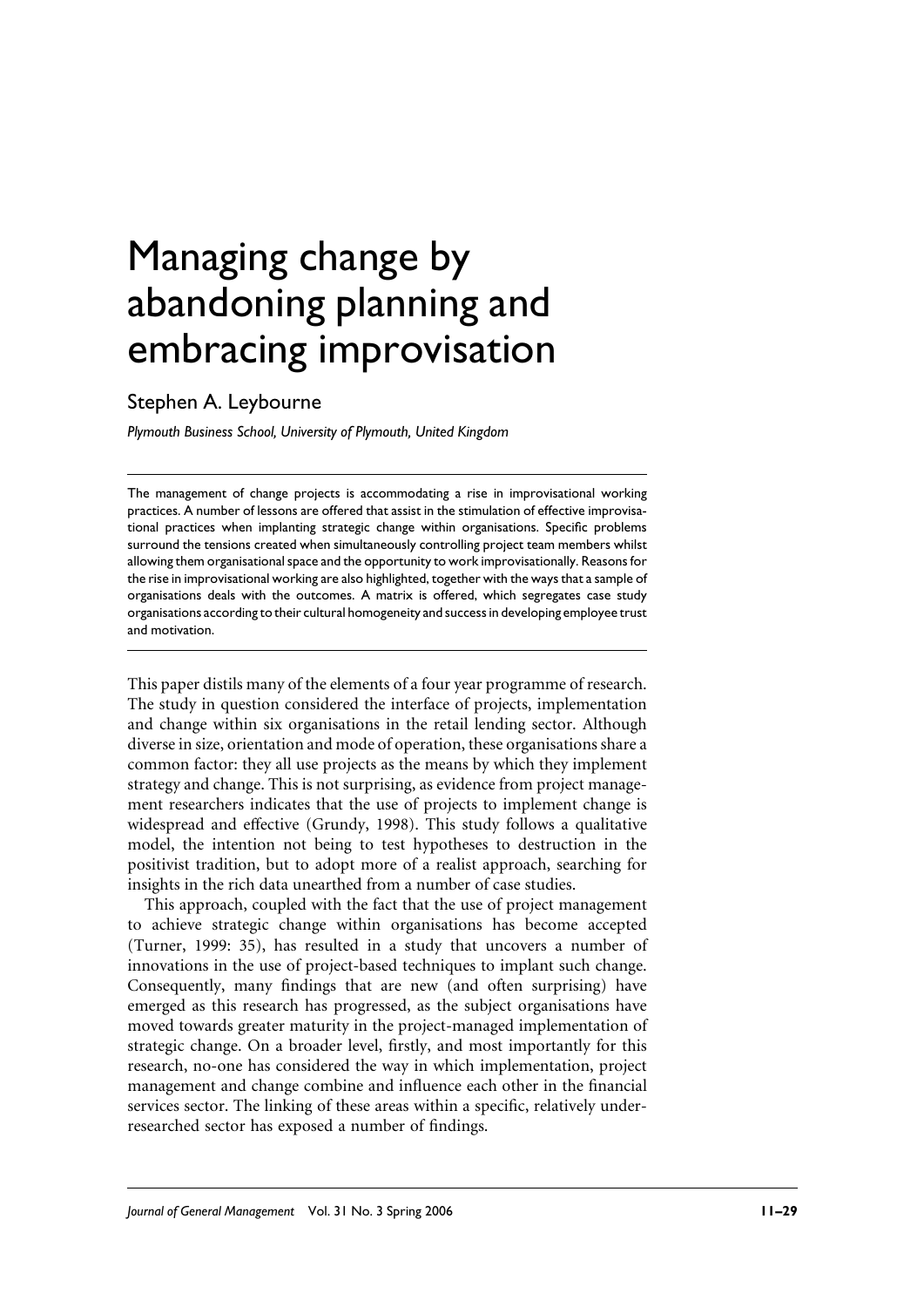# Managing change by abandoning planning and embracing improvisation

Stephen A. Leybourne

*Plymouth Business School, University of Plymouth, United Kingdom*

The management of change projects is accommodating a rise in improvisational working practices. A number of lessons are offered that assist in the stimulation of effective improvisational practices when implanting strategic change within organisations. Specific problems surround the tensions created when simultaneously controlling project team members whilst allowing them organisational space and the opportunity to work improvisationally. Reasons for the rise in improvisational working are also highlighted, together with the ways that a sample of organisations deals with the outcomes. A matrix is offered, which segregates case study organisations according to their cultural homogeneity and success in developing employee trust and motivation.

This paper distils many of the elements of a four year programme of research. The study in question considered the interface of projects, implementation and change within six organisations in the retail lending sector. Although diverse in size, orientation and mode of operation, these organisations share a common factor: they all use projects as the means by which they implement strategy and change. This is not surprising, as evidence from project management researchers indicates that the use of projects to implement change is widespread and effective (Grundy, 1998). This study follows a qualitative model, the intention not being to test hypotheses to destruction in the positivist tradition, but to adopt more of a realist approach, searching for insights in the rich data unearthed from a number of case studies.

This approach, coupled with the fact that the use of project management to achieve strategic change within organisations has become accepted (Turner, 1999: 35), has resulted in a study that uncovers a number of innovations in the use of project-based techniques to implant such change. Consequently, many findings that are new (and often surprising) have emerged as this research has progressed, as the subject organisations have moved towards greater maturity in the project-managed implementation of strategic change. On a broader level, firstly, and most importantly for this research, no-one has considered the way in which implementation, project management and change combine and influence each other in the financial services sector. The linking of these areas within a specific, relatively under-researched sector has exposed a number of findings.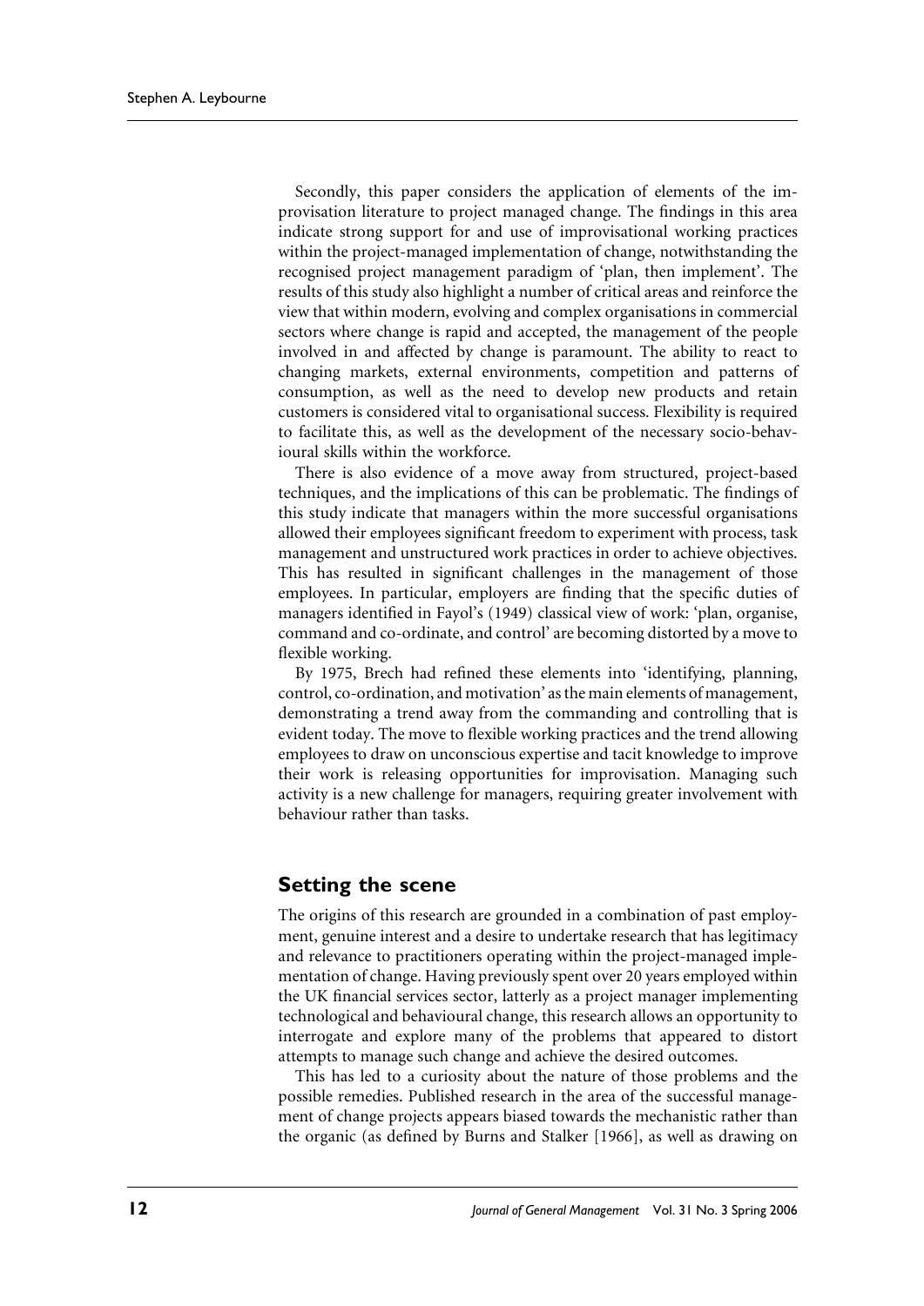Secondly, this paper considers the application of elements of the improvisation literature to project managed change. The findings in this area indicate strong support for and use of improvisational working practices within the project-managed implementation of change, notwithstanding the recognised project management paradigm of 'plan, then implement'. The results of this study also highlight a number of critical areas and reinforce the view that within modern, evolving and complex organisations in commercial sectors where change is rapid and accepted, the management of the people involved in and affected by change is paramount. The ability to react to changing markets, external environments, competition and patterns of consumption, as well as the need to develop new products and retain customers is considered vital to organisational success. Flexibility is required to facilitate this, as well as the development of the necessary socio-behavioural skills within the workforce.

There is also evidence of a move away from structured, project-based techniques, and the implications of this can be problematic. The findings of this study indicate that managers within the more successful organisations allowed their employees significant freedom to experiment with process, task management and unstructured work practices in order to achieve objectives. This has resulted in significant challenges in the management of those employees. In particular, employers are finding that the specific duties of managers identified in Fayol's (1949) classical view of work: 'plan, organise, command and co-ordinate, and control' are becoming distorted by a move to flexible working.

By 1975, Brech had refined these elements into 'identifying, planning, control, co-ordination, and motivation' as the main elements of management, demonstrating a trend away from the commanding and controlling that is evident today. The move to flexible working practices and the trend allowing employees to draw on unconscious expertise and tacit knowledge to improve their work is releasing opportunities for improvisation. Managing such activity is a new challenge for managers, requiring greater involvement with behaviour rather than tasks.

## Setting the scene

The origins of this research are grounded in a combination of past employment, genuine interest and a desire to undertake research that has legitimacy and relevance to practitioners operating within the project-managed implementation of change. Having previously spent over 20 years employed within the UK financial services sector, latterly as a project manager implementing technological and behavioural change, this research allows an opportunity to interrogate and explore many of the problems that appeared to distort attempts to manage such change and achieve the desired outcomes.

This has led to a curiosity about the nature of those problems and the possible remedies. Published research in the area of the successful management of change projects appears biased towards the mechanistic rather than the organic (as defined by Burns and Stalker [1966], as well as drawing on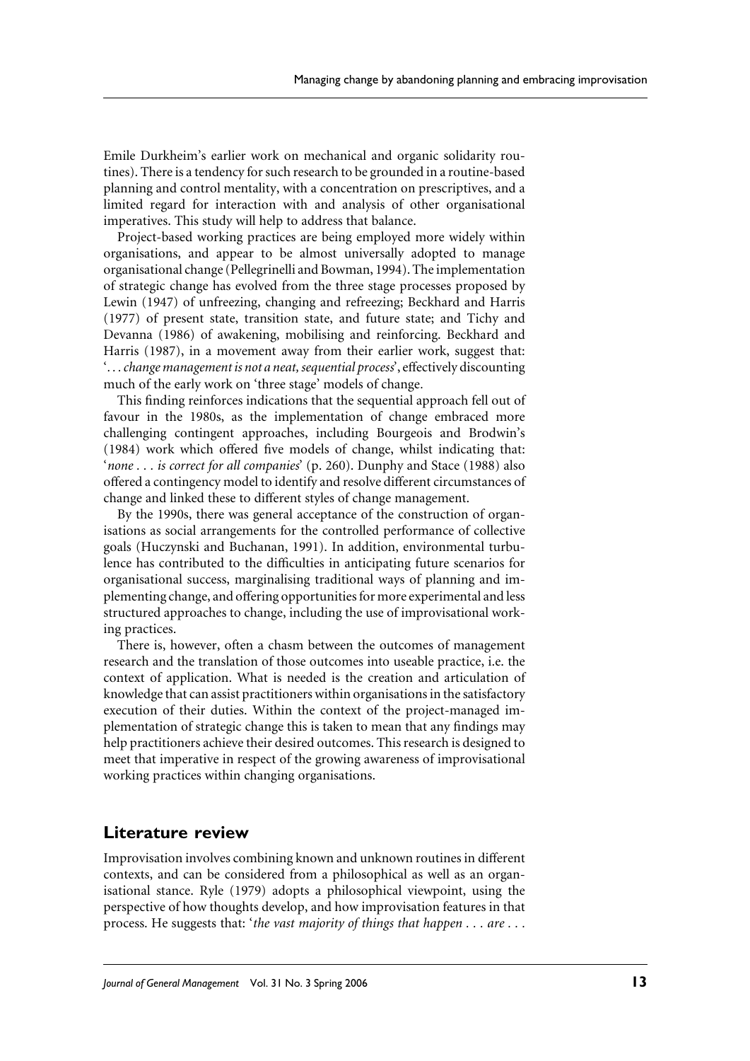Emile Durkheim's earlier work on mechanical and organic solidarity routines). There is a tendency for such research to be grounded in a routine-based planning and control mentality, with a concentration on prescriptives, and a limited regard for interaction with and analysis of other organisational imperatives. This study will help to address that balance.

Project-based working practices are being employed more widely within organisations, and appear to be almost universally adopted to manage organisational change (Pellegrinelli and Bowman, 1994). The implementation of strategic change has evolved from the three stage processes proposed by Lewin (1947) of unfreezing, changing and refreezing; Beckhard and Harris (1977) of present state, transition state, and future state; and Tichy and Devanna (1986) of awakening, mobilising and reinforcing. Beckhard and Harris (1987), in a movement away from their earlier work, suggest that: '*. . . change management is not a neat, sequential process*', effectively discounting much of the early work on 'three stage' models of change.

This finding reinforces indications that the sequential approach fell out of favour in the 1980s, as the implementation of change embraced more challenging contingent approaches, including Bourgeois and Brodwin's (1984) work which offered five models of change, whilst indicating that: '*none . . . is correct for all companies*' (p. 260). Dunphy and Stace (1988) also offered a contingency model to identify and resolve different circumstances of change and linked these to different styles of change management.

By the 1990s, there was general acceptance of the construction of organisations as social arrangements for the controlled performance of collective goals (Huczynski and Buchanan, 1991). In addition, environmental turbulence has contributed to the difficulties in anticipating future scenarios for organisational success, marginalising traditional ways of planning and implementing change, and offering opportunities for more experimental and less structured approaches to change, including the use of improvisational working practices.

There is, however, often a chasm between the outcomes of management research and the translation of those outcomes into useable practice, i.e. the context of application. What is needed is the creation and articulation of knowledge that can assist practitioners within organisations in the satisfactory execution of their duties. Within the context of the project-managed implementation of strategic change this is taken to mean that any findings may help practitioners achieve their desired outcomes. This research is designed to meet that imperative in respect of the growing awareness of improvisational working practices within changing organisations.

## Literature review

Improvisation involves combining known and unknown routines in different contexts, and can be considered from a philosophical as well as an organisational stance. Ryle (1979) adopts a philosophical viewpoint, using the perspective of how thoughts develop, and how improvisation features in that process. He suggests that: '*the vast majority of things that happen . . . are . . .*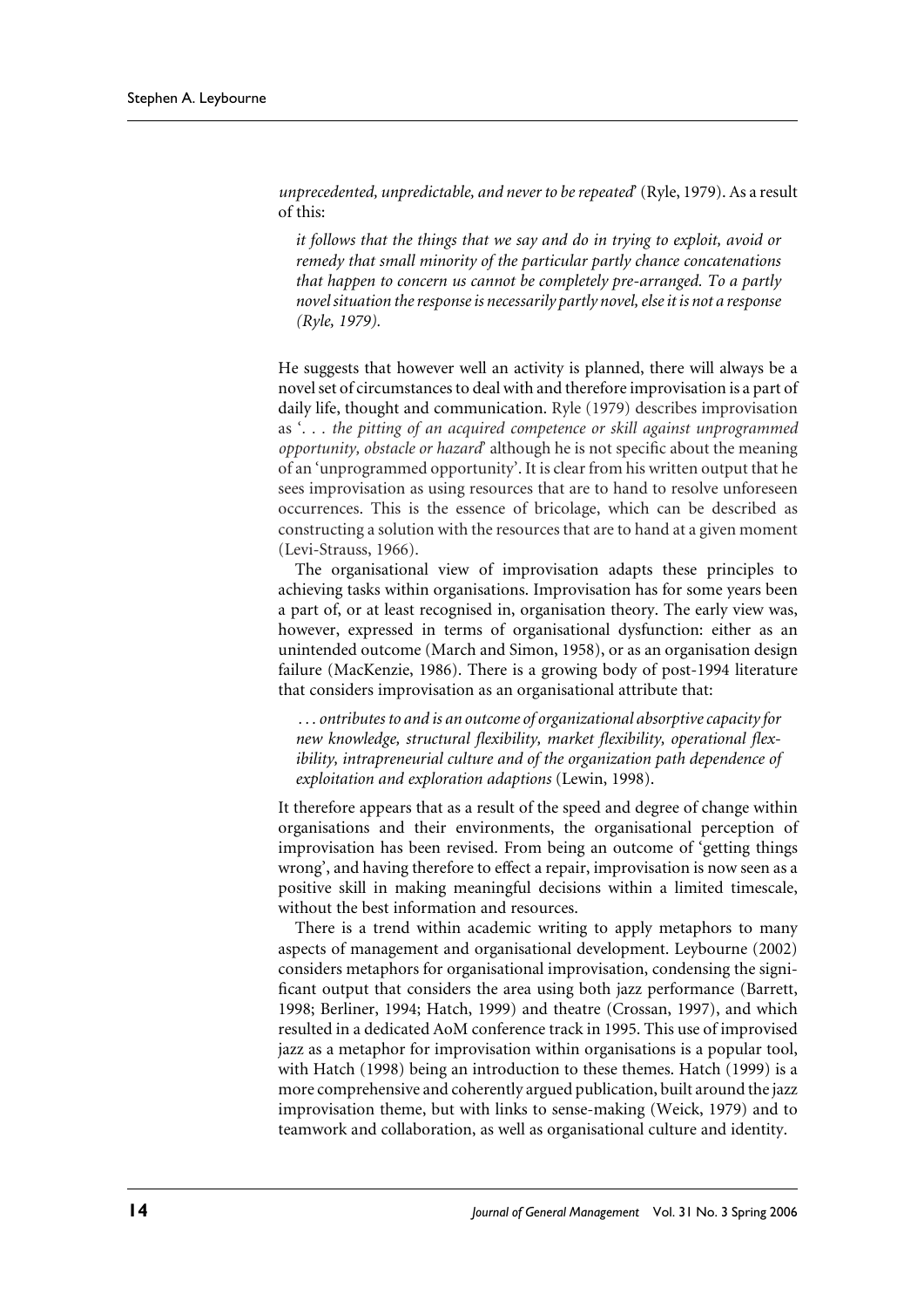*unprecedented, unpredictable, and never to be repeated*' (Ryle, 1979). As a result of this:

> *it follows that the things that we say and do in trying to exploit, avoid or remedy that small minority of the particular partly chance concatenations that happen to concern us cannot be completely pre-arranged. To a partly novel situation the response is necessarily partly novel, else it is not a response (Ryle, 1979).*

He suggests that however well an activity is planned, there will always be a novel set of circumstances to deal with and therefore improvisation is a part of daily life, thought and communication. Ryle (1979) describes improvisation as '. . . *the pitting of an acquired competence or skill against unprogrammed opportunity, obstacle or hazard*' although he is not specific about the meaning of an 'unprogrammed opportunity'. It is clear from his written output that he sees improvisation as using resources that are to hand to resolve unforeseen occurrences. This is the essence of bricolage, which can be described as constructing a solution with the resources that are to hand at a given moment (Levi-Strauss, 1966).

The organisational view of improvisation adapts these principles to achieving tasks within organisations. Improvisation has for some years been a part of, or at least recognised in, organisation theory. The early view was, however, expressed in terms of organisational dysfunction: either as an unintended outcome (March and Simon, 1958), or as an organisation design failure (MacKenzie, 1986). There is a growing body of post-1994 literature that considers improvisation as an organisational attribute that:

> *. . . ontributes to and is an outcome of organizational absorptive capacity for new knowledge, structural flexibility, market flexibility, operational flexibility, intrapreneurial culture and of the organization path dependence of exploitation and exploration adaptions* (Lewin, 1998).

It therefore appears that as a result of the speed and degree of change within organisations and their environments, the organisational perception of improvisation has been revised. From being an outcome of 'getting things wrong', and having therefore to effect a repair, improvisation is now seen as a positive skill in making meaningful decisions within a limited timescale, without the best information and resources.

There is a trend within academic writing to apply metaphors to many aspects of management and organisational development. Leybourne (2002) considers metaphors for organisational improvisation, condensing the significant output that considers the area using both jazz performance (Barrett, 1998; Berliner, 1994; Hatch, 1999) and theatre (Crossan, 1997), and which resulted in a dedicated AoM conference track in 1995. This use of improvised jazz as a metaphor for improvisation within organisations is a popular tool, with Hatch (1998) being an introduction to these themes. Hatch (1999) is a more comprehensive and coherently argued publication, built around the jazz improvisation theme, but with links to sense-making (Weick, 1979) and to teamwork and collaboration, as well as organisational culture and identity.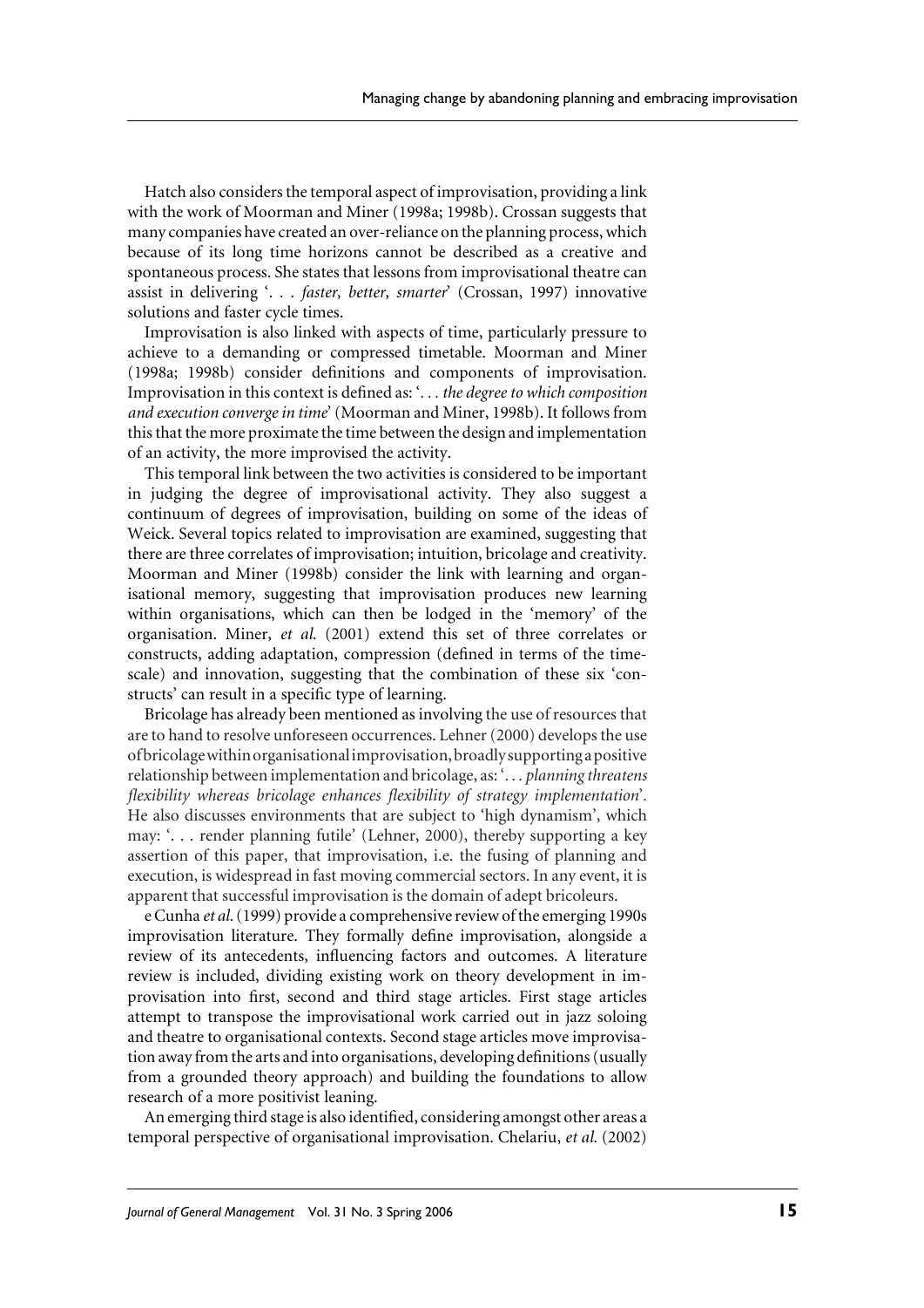Hatch also considers the temporal aspect of improvisation, providing a link with the work of Moorman and Miner (1998a; 1998b). Crossan suggests that many companies have created an over-reliance on the planning process, which because of its long time horizons cannot be described as a creative and spontaneous process. She states that lessons from improvisational theatre can assist in delivering '. . . *faster, better, smarter*' (Crossan, 1997) innovative solutions and faster cycle times.

Improvisation is also linked with aspects of time, particularly pressure to achieve to a demanding or compressed timetable. Moorman and Miner (1998a; 1998b) consider definitions and components of improvisation. Improvisation in this context is defined as: '. . . *the degree to which composition and execution converge in time*' (Moorman and Miner, 1998b). It follows from this that the more proximate the time between the design and implementation of an activity, the more improvised the activity.

This temporal link between the two activities is considered to be important in judging the degree of improvisational activity. They also suggest a continuum of degrees of improvisation, building on some of the ideas of Weick. Several topics related to improvisation are examined, suggesting that there are three correlates of improvisation; intuition, bricolage and creativity. Moorman and Miner (1998b) consider the link with learning and organisational memory, suggesting that improvisation produces new learning within organisations, which can then be lodged in the 'memory' of the organisation. Miner, *et al.* (2001) extend this set of three correlates or constructs, adding adaptation, compression (defined in terms of the timescale) and innovation, suggesting that the combination of these six 'constructs' can result in a specific type of learning.

Bricolage has already been mentioned as involving the use of resources that are to hand to resolve unforeseen occurrences. Lehner (2000) develops the use of bricolage within organisational improvisation, broadly supporting a positive relationship between implementation and bricolage, as: '. . . *planning threatens flexibility whereas bricolage enhances flexibility of strategy implementation*'. He also discusses environments that are subject to 'high dynamism', which may: '. . . render planning futile' (Lehner, 2000), thereby supporting a key assertion of this paper, that improvisation, i.e. the fusing of planning and execution, is widespread in fast moving commercial sectors. In any event, it is apparent that successful improvisation is the domain of adept bricoleurs.

e Cunha *et al.* (1999) provide a comprehensive review of the emerging 1990s improvisation literature. They formally define improvisation, alongside a review of its antecedents, influencing factors and outcomes. A literature review is included, dividing existing work on theory development in improvisation into first, second and third stage articles. First stage articles attempt to transpose the improvisational work carried out in jazz soloing and theatre to organisational contexts. Second stage articles move improvisation away from the arts and into organisations, developing definitions (usually from a grounded theory approach) and building the foundations to allow research of a more positivist leaning.

An emerging third stage is also identified, considering amongst other areas a temporal perspective of organisational improvisation. Chelariu, *et al.* (2002)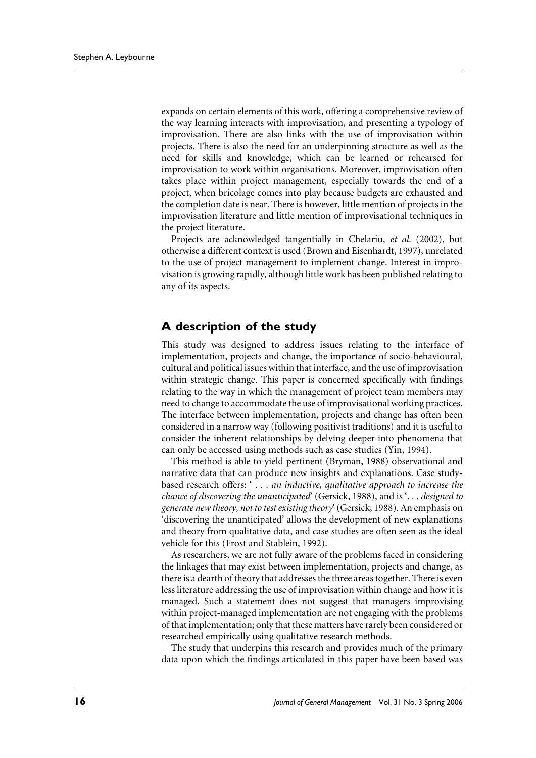expands on certain elements of this work, offering a comprehensive review of the way learning interacts with improvisation, and presenting a typology of improvisation. There are also links with the use of improvisation within projects. There is also the need for an underpinning structure as well as the need for skills and knowledge, which can be learned or rehearsed for improvisation to work within organisations. Moreover, improvisation often takes place within project management, especially towards the end of a project, when bricolage comes into play because budgets are exhausted and the completion date is near. There is however, little mention of projects in the improvisation literature and little mention of improvisational techniques in the project literature.

Projects are acknowledged tangentially in Chelariu, *et al.* (2002), but otherwise a different context is used (Brown and Eisenhardt, 1997), unrelated to the use of project management to implement change. Interest in improvisation is growing rapidly, although little work has been published relating to any of its aspects.

## A description of the study

This study was designed to address issues relating to the interface of implementation, projects and change, the importance of socio-behavioural, cultural and political issues within that interface, and the use of improvisation within strategic change. This paper is concerned specifically with findings relating to the way in which the management of project team members may need to change to accommodate the use of improvisational working practices. The interface between implementation, projects and change has often been considered in a narrow way (following positivist traditions) and it is useful to consider the inherent relationships by delving deeper into phenomena that can only be accessed using methods such as case studies (Yin, 1994).

This method is able to yield pertinent (Bryman, 1988) observational and narrative data that can produce new insights and explanations. Case study-based research offers: ' . . . *an inductive, qualitative approach to increase the chance of discovering the unanticipated*' (Gersick, 1988), and is '. . . *designed to generate new theory, not to test existing theory*' (Gersick, 1988). An emphasis on 'discovering the unanticipated' allows the development of new explanations and theory from qualitative data, and case studies are often seen as the ideal vehicle for this (Frost and Stablein, 1992).

As researchers, we are not fully aware of the problems faced in considering the linkages that may exist between implementation, projects and change, as there is a dearth of theory that addresses the three areas together. There is even less literature addressing the use of improvisation within change and how it is managed. Such a statement does not suggest that managers improvising within project-managed implementation are not engaging with the problems of that implementation; only that these matters have rarely been considered or researched empirically using qualitative research methods.

The study that underpins this research and provides much of the primary data upon which the findings articulated in this paper have been based was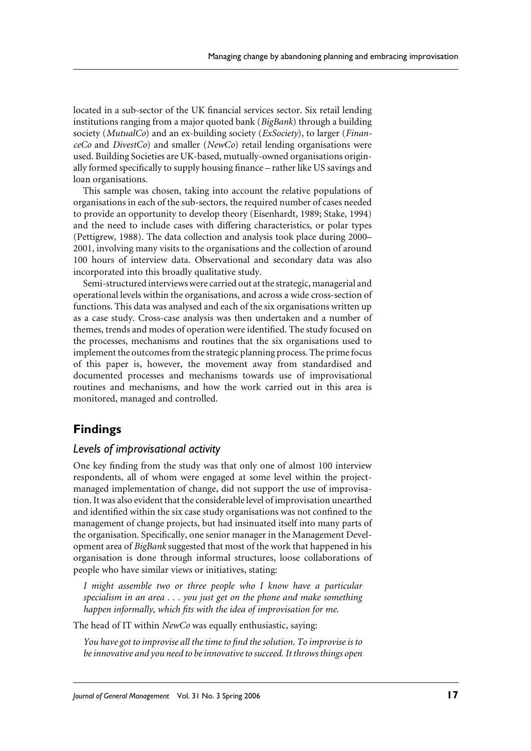located in a sub-sector of the UK financial services sector. Six retail lending institutions ranging from a major quoted bank (*BigBank*) through a building society (*MutualCo*) and an ex-building society (*ExSociety*), to larger (*FinanceCo* and *DivestCo*) and smaller (*NewCo*) retail lending organisations were used. Building Societies are UK-based, mutually-owned organisations originally formed specifically to supply housing finance – rather like US savings and loan organisations.

This sample was chosen, taking into account the relative populations of organisations in each of the sub-sectors, the required number of cases needed to provide an opportunity to develop theory (Eisenhardt, 1989; Stake, 1994) and the need to include cases with differing characteristics, or polar types (Pettigrew, 1988). The data collection and analysis took place during 2000–2001, involving many visits to the organisations and the collection of around 100 hours of interview data. Observational and secondary data was also incorporated into this broadly qualitative study.

Semi-structured interviews were carried out at the strategic, managerial and operational levels within the organisations, and across a wide cross-section of functions. This data was analysed and each of the six organisations written up as a case study. Cross-case analysis was then undertaken and a number of themes, trends and modes of operation were identified. The study focused on the processes, mechanisms and routines that the six organisations used to implement the outcomes from the strategic planning process. The prime focus of this paper is, however, the movement away from standardised and documented processes and mechanisms towards use of improvisational routines and mechanisms, and how the work carried out in this area is monitored, managed and controlled.

## Findings

### Levels of improvisational activity

One key finding from the study was that only one of almost 100 interview respondents, all of whom were engaged at some level within the project-managed implementation of change, did not support the use of improvisation. It was also evident that the considerable level of improvisation unearthed and identified within the six case study organisations was not confined to the management of change projects, but had insinuated itself into many parts of the organisation. Specifically, one senior manager in the Management Development area of *BigBank* suggested that most of the work that happened in his organisation is done through informal structures, loose collaborations of people who have similar views or initiatives, stating:

> *I might assemble two or three people who I know have a particular specialism in an area . . . you just get on the phone and make something happen informally, which fits with the idea of improvisation for me.*

The head of IT within *NewCo* was equally enthusiastic, saying:

> *You have got to improvise all the time to find the solution. To improvise is to be innovative and you need to be innovative to succeed. It throws things open*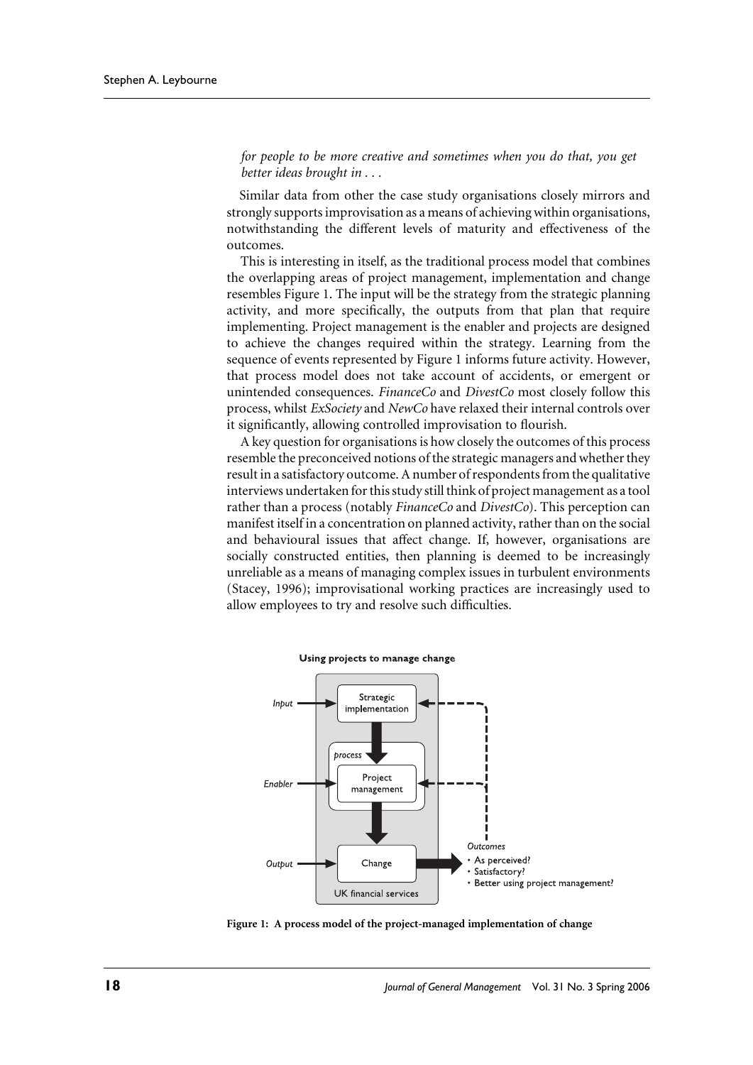*for people to be more creative and sometimes when you do that, you get better ideas brought in . . .*

Similar data from other the case study organisations closely mirrors and strongly supports improvisation as a means of achieving within organisations, notwithstanding the different levels of maturity and effectiveness of the outcomes.

This is interesting in itself, as the traditional process model that combines the overlapping areas of project management, implementation and change resembles Figure 1. The input will be the strategy from the strategic planning activity, and more specifically, the outputs from that plan that require implementing. Project management is the enabler and projects are designed to achieve the changes required within the strategy. Learning from the sequence of events represented by Figure 1 informs future activity. However, that process model does not take account of accidents, or emergent or unintended consequences. *FinanceCo* and *DivestCo* most closely follow this process, whilst *ExSociety* and *NewCo* have relaxed their internal controls over it significantly, allowing controlled improvisation to flourish.

A key question for organisations is how closely the outcomes of this process resemble the preconceived notions of the strategic managers and whether they result in a satisfactory outcome. A number of respondents from the qualitative interviews undertaken for this study still think of project management as a tool rather than a process (notably *FinanceCo* and *DivestCo*). This perception can manifest itself in a concentration on planned activity, rather than on the social and behavioural issues that affect change. If, however, organisations are socially constructed entities, then planning is deemed to be increasingly unreliable as a means of managing complex issues in turbulent environments (Stacey, 1996); improvisational working practices are increasingly used to allow employees to try and resolve such difficulties.

**Using projects to manage change**

- Input → Strategic implementation
- *process*
- Enabler → Project management
- Output → Change
- UK financial services
- *Outcomes*
  - As perceived?
  - Satisfactory?
  - Better using project management?

**Figure 1: A process model of the project-managed implementation of change**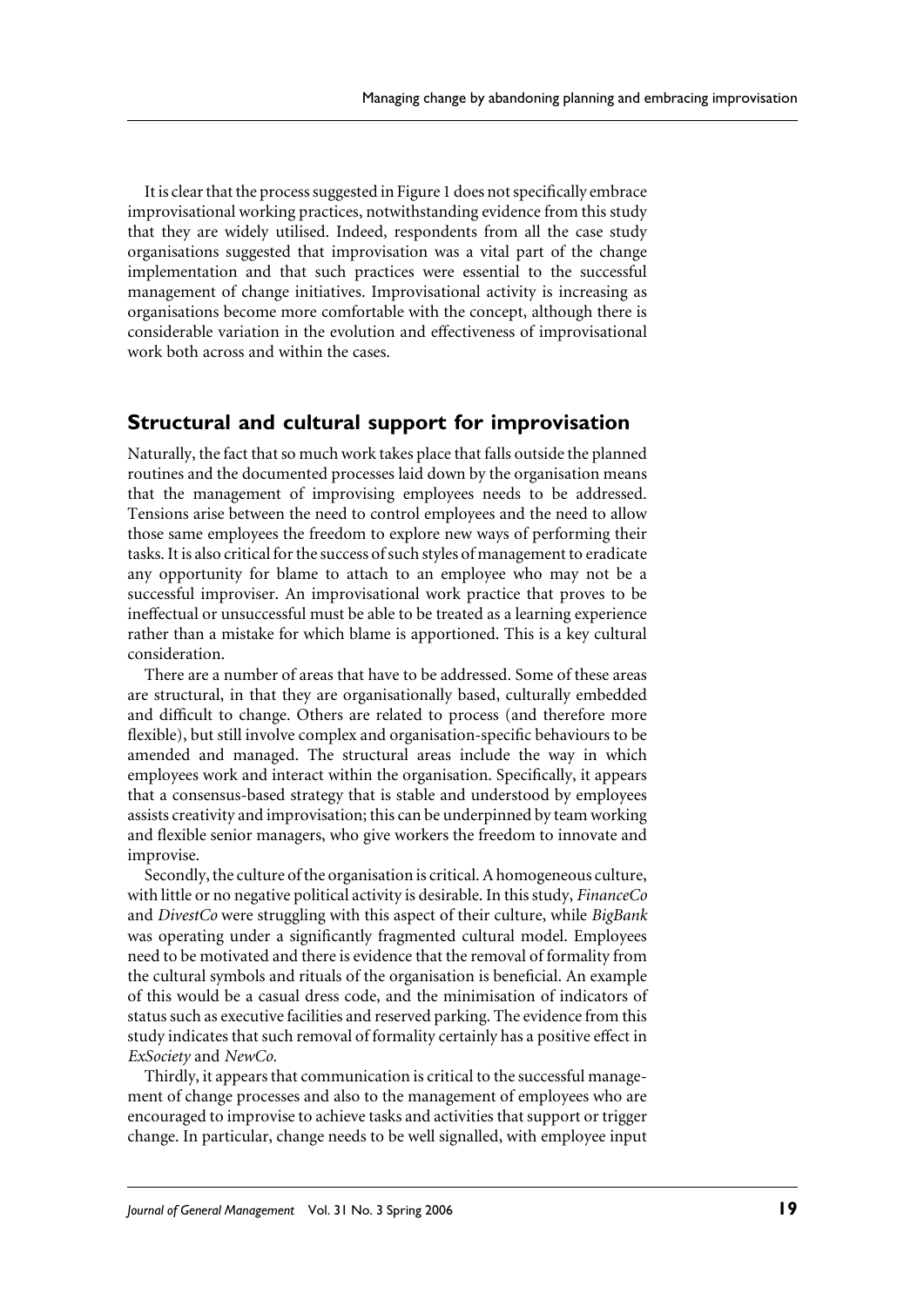It is clear that the process suggested in Figure 1 does not specifically embrace improvisational working practices, notwithstanding evidence from this study that they are widely utilised. Indeed, respondents from all the case study organisations suggested that improvisation was a vital part of the change implementation and that such practices were essential to the successful management of change initiatives. Improvisational activity is increasing as organisations become more comfortable with the concept, although there is considerable variation in the evolution and effectiveness of improvisational work both across and within the cases.

## Structural and cultural support for improvisation

Naturally, the fact that so much work takes place that falls outside the planned routines and the documented processes laid down by the organisation means that the management of improvising employees needs to be addressed. Tensions arise between the need to control employees and the need to allow those same employees the freedom to explore new ways of performing their tasks. It is also critical for the success of such styles of management to eradicate any opportunity for blame to attach to an employee who may not be a successful improviser. An improvisational work practice that proves to be ineffectual or unsuccessful must be able to be treated as a learning experience rather than a mistake for which blame is apportioned. This is a key cultural consideration.

There are a number of areas that have to be addressed. Some of these areas are structural, in that they are organisationally based, culturally embedded and difficult to change. Others are related to process (and therefore more flexible), but still involve complex and organisation-specific behaviours to be amended and managed. The structural areas include the way in which employees work and interact within the organisation. Specifically, it appears that a consensus-based strategy that is stable and understood by employees assists creativity and improvisation; this can be underpinned by team working and flexible senior managers, who give workers the freedom to innovate and improvise.

Secondly, the culture of the organisation is critical. A homogeneous culture, with little or no negative political activity is desirable. In this study, *FinanceCo* and *DivestCo* were struggling with this aspect of their culture, while *BigBank* was operating under a significantly fragmented cultural model. Employees need to be motivated and there is evidence that the removal of formality from the cultural symbols and rituals of the organisation is beneficial. An example of this would be a casual dress code, and the minimisation of indicators of status such as executive facilities and reserved parking. The evidence from this study indicates that such removal of formality certainly has a positive effect in *ExSociety* and *NewCo*.

Thirdly, it appears that communication is critical to the successful management of change processes and also to the management of employees who are encouraged to improvise to achieve tasks and activities that support or trigger change. In particular, change needs to be well signalled, with employee input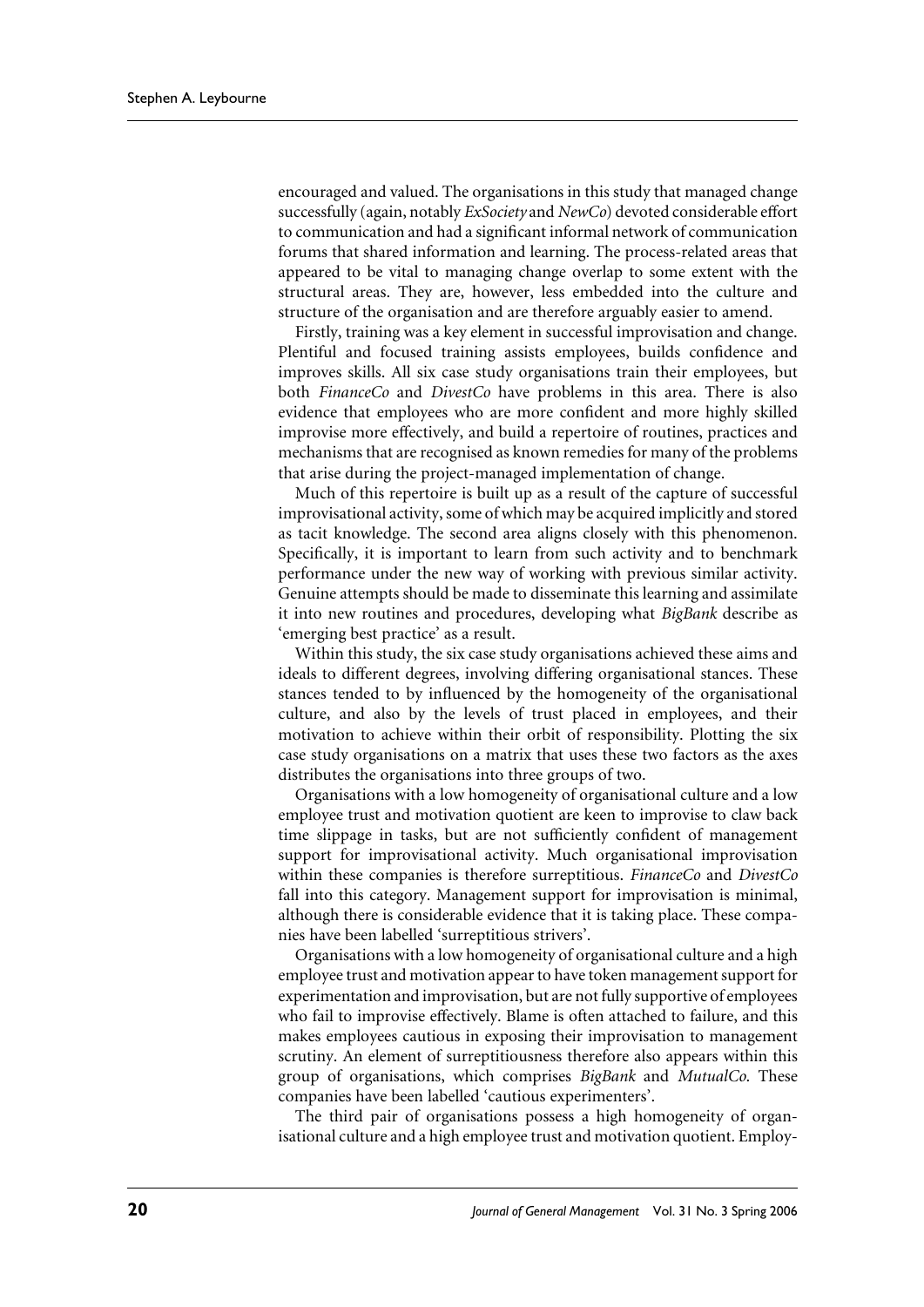encouraged and valued. The organisations in this study that managed change successfully (again, notably *ExSociety* and *NewCo*) devoted considerable effort to communication and had a significant informal network of communication forums that shared information and learning. The process-related areas that appeared to be vital to managing change overlap to some extent with the structural areas. They are, however, less embedded into the culture and structure of the organisation and are therefore arguably easier to amend.

Firstly, training was a key element in successful improvisation and change. Plentiful and focused training assists employees, builds confidence and improves skills. All six case study organisations train their employees, but both *FinanceCo* and *DivestCo* have problems in this area. There is also evidence that employees who are more confident and more highly skilled improvise more effectively, and build a repertoire of routines, practices and mechanisms that are recognised as known remedies for many of the problems that arise during the project-managed implementation of change.

Much of this repertoire is built up as a result of the capture of successful improvisational activity, some of which may be acquired implicitly and stored as tacit knowledge. The second area aligns closely with this phenomenon. Specifically, it is important to learn from such activity and to benchmark performance under the new way of working with previous similar activity. Genuine attempts should be made to disseminate this learning and assimilate it into new routines and procedures, developing what *BigBank* describe as 'emerging best practice' as a result.

Within this study, the six case study organisations achieved these aims and ideals to different degrees, involving differing organisational stances. These stances tended to by influenced by the homogeneity of the organisational culture, and also by the levels of trust placed in employees, and their motivation to achieve within their orbit of responsibility. Plotting the six case study organisations on a matrix that uses these two factors as the axes distributes the organisations into three groups of two.

Organisations with a low homogeneity of organisational culture and a low employee trust and motivation quotient are keen to improvise to claw back time slippage in tasks, but are not sufficiently confident of management support for improvisational activity. Much organisational improvisation within these companies is therefore surreptitious. *FinanceCo* and *DivestCo* fall into this category. Management support for improvisation is minimal, although there is considerable evidence that it is taking place. These companies have been labelled 'surreptitious strivers'.

Organisations with a low homogeneity of organisational culture and a high employee trust and motivation appear to have token management support for experimentation and improvisation, but are not fully supportive of employees who fail to improvise effectively. Blame is often attached to failure, and this makes employees cautious in exposing their improvisation to management scrutiny. An element of surreptitiousness therefore also appears within this group of organisations, which comprises *BigBank* and *MutualCo*. These companies have been labelled 'cautious experimenters'.

The third pair of organisations possess a high homogeneity of organisational culture and a high employee trust and motivation quotient. Employ-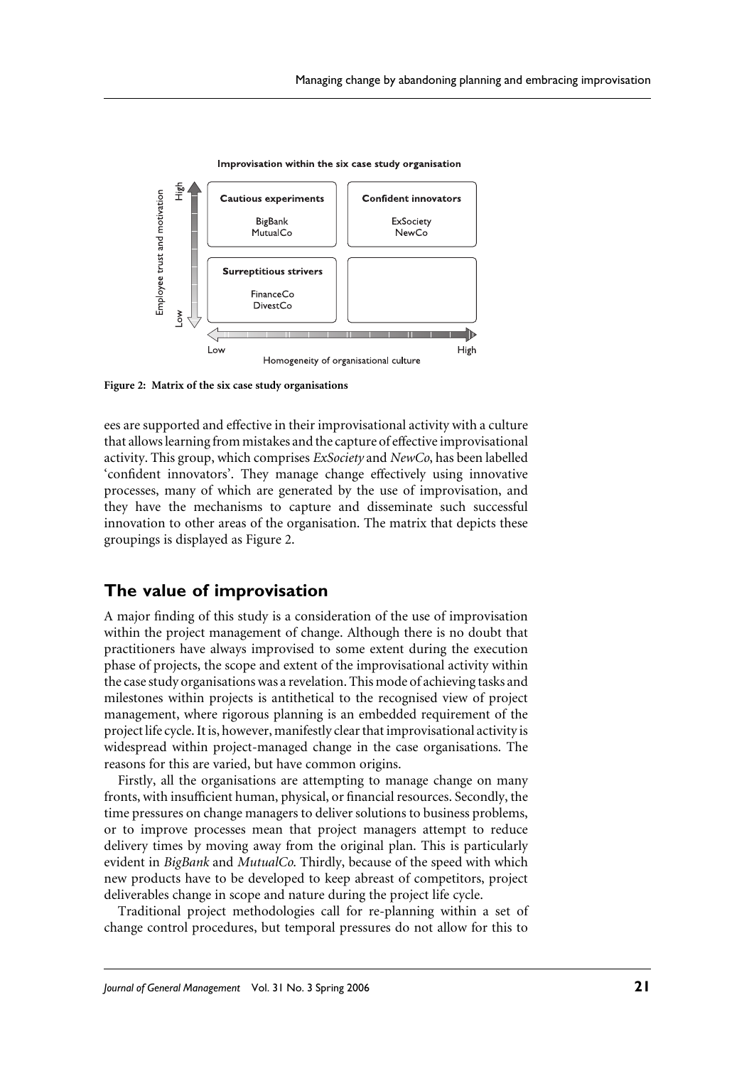**Improvisation within the six case study organisation**

| Employee trust and motivation | Low homogeneity of organisational culture | High homogeneity of organisational culture |
|---|---|---|
| High | **Cautious experiments**<br>BigBank<br>MutualCo | **Confident innovators**<br>ExSociety<br>NewCo |
| Low | **Surreptitious strivers**<br>FinanceCo<br>DivestCo | |

**Figure 2: Matrix of the six case study organisations**

ees are supported and effective in their improvisational activity with a culture that allows learning from mistakes and the capture of effective improvisational activity. This group, which comprises *ExSociety* and *NewCo*, has been labelled 'confident innovators'. They manage change effectively using innovative processes, many of which are generated by the use of improvisation, and they have the mechanisms to capture and disseminate such successful innovation to other areas of the organisation. The matrix that depicts these groupings is displayed as Figure 2.

## The value of improvisation

A major finding of this study is a consideration of the use of improvisation within the project management of change. Although there is no doubt that practitioners have always improvised to some extent during the execution phase of projects, the scope and extent of the improvisational activity within the case study organisations was a revelation. This mode of achieving tasks and milestones within projects is antithetical to the recognised view of project management, where rigorous planning is an embedded requirement of the project life cycle. It is, however, manifestly clear that improvisational activity is widespread within project-managed change in the case organisations. The reasons for this are varied, but have common origins.

Firstly, all the organisations are attempting to manage change on many fronts, with insufficient human, physical, or financial resources. Secondly, the time pressures on change managers to deliver solutions to business problems, or to improve processes mean that project managers attempt to reduce delivery times by moving away from the original plan. This is particularly evident in *BigBank* and *MutualCo*. Thirdly, because of the speed with which new products have to be developed to keep abreast of competitors, project deliverables change in scope and nature during the project life cycle.

Traditional project methodologies call for re-planning within a set of change control procedures, but temporal pressures do not allow for this to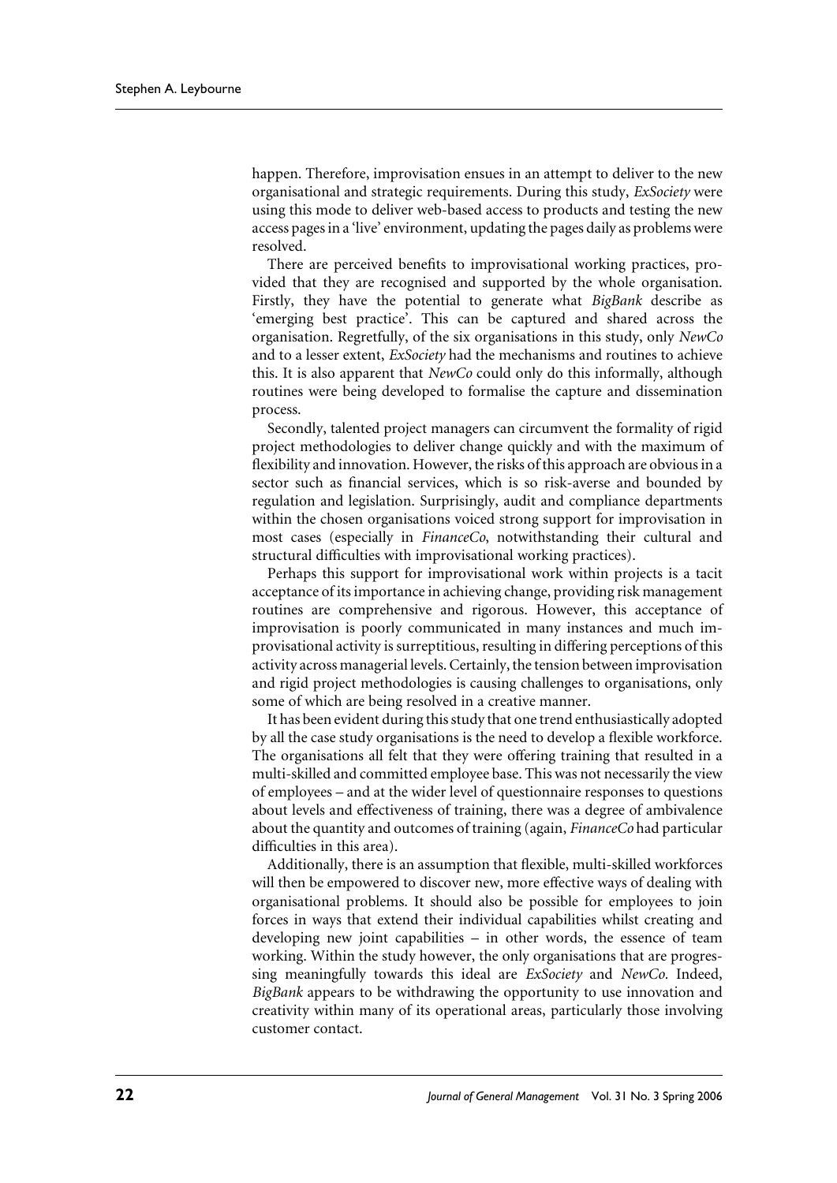happen. Therefore, improvisation ensues in an attempt to deliver to the new organisational and strategic requirements. During this study, *ExSociety* were using this mode to deliver web-based access to products and testing the new access pages in a 'live' environment, updating the pages daily as problems were resolved.

There are perceived benefits to improvisational working practices, provided that they are recognised and supported by the whole organisation. Firstly, they have the potential to generate what *BigBank* describe as 'emerging best practice'. This can be captured and shared across the organisation. Regretfully, of the six organisations in this study, only *NewCo* and to a lesser extent, *ExSociety* had the mechanisms and routines to achieve this. It is also apparent that *NewCo* could only do this informally, although routines were being developed to formalise the capture and dissemination process.

Secondly, talented project managers can circumvent the formality of rigid project methodologies to deliver change quickly and with the maximum of flexibility and innovation. However, the risks of this approach are obvious in a sector such as financial services, which is so risk-averse and bounded by regulation and legislation. Surprisingly, audit and compliance departments within the chosen organisations voiced strong support for improvisation in most cases (especially in *FinanceCo*, notwithstanding their cultural and structural difficulties with improvisational working practices).

Perhaps this support for improvisational work within projects is a tacit acceptance of its importance in achieving change, providing risk management routines are comprehensive and rigorous. However, this acceptance of improvisation is poorly communicated in many instances and much improvisational activity is surreptitious, resulting in differing perceptions of this activity across managerial levels. Certainly, the tension between improvisation and rigid project methodologies is causing challenges to organisations, only some of which are being resolved in a creative manner.

It has been evident during this study that one trend enthusiastically adopted by all the case study organisations is the need to develop a flexible workforce. The organisations all felt that they were offering training that resulted in a multi-skilled and committed employee base. This was not necessarily the view of employees – and at the wider level of questionnaire responses to questions about levels and effectiveness of training, there was a degree of ambivalence about the quantity and outcomes of training (again, *FinanceCo* had particular difficulties in this area).

Additionally, there is an assumption that flexible, multi-skilled workforces will then be empowered to discover new, more effective ways of dealing with organisational problems. It should also be possible for employees to join forces in ways that extend their individual capabilities whilst creating and developing new joint capabilities – in other words, the essence of team working. Within the study however, the only organisations that are progressing meaningfully towards this ideal are *ExSociety* and *NewCo.* Indeed, *BigBank* appears to be withdrawing the opportunity to use innovation and creativity within many of its operational areas, particularly those involving customer contact.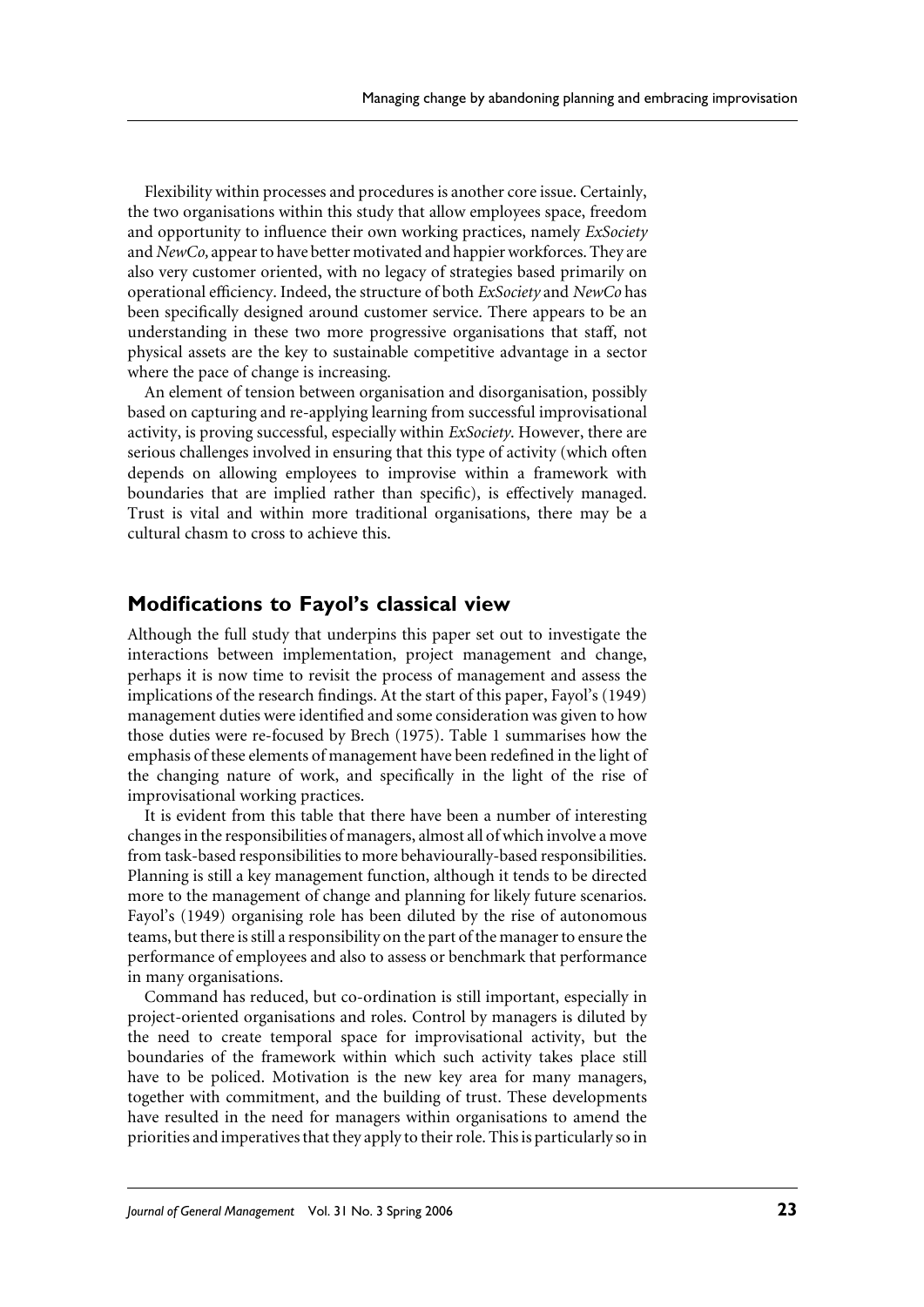Flexibility within processes and procedures is another core issue. Certainly, the two organisations within this study that allow employees space, freedom and opportunity to influence their own working practices, namely *ExSociety* and *NewCo,* appear to have better motivated and happier workforces. They are also very customer oriented, with no legacy of strategies based primarily on operational efficiency. Indeed, the structure of both *ExSociety* and *NewCo* has been specifically designed around customer service. There appears to be an understanding in these two more progressive organisations that staff, not physical assets are the key to sustainable competitive advantage in a sector where the pace of change is increasing.

An element of tension between organisation and disorganisation, possibly based on capturing and re-applying learning from successful improvisational activity, is proving successful, especially within *ExSociety*. However, there are serious challenges involved in ensuring that this type of activity (which often depends on allowing employees to improvise within a framework with boundaries that are implied rather than specific), is effectively managed. Trust is vital and within more traditional organisations, there may be a cultural chasm to cross to achieve this.

## Modifications to Fayol's classical view

Although the full study that underpins this paper set out to investigate the interactions between implementation, project management and change, perhaps it is now time to revisit the process of management and assess the implications of the research findings. At the start of this paper, Fayol's (1949) management duties were identified and some consideration was given to how those duties were re-focused by Brech (1975). Table 1 summarises how the emphasis of these elements of management have been redefined in the light of the changing nature of work, and specifically in the light of the rise of improvisational working practices.

It is evident from this table that there have been a number of interesting changes in the responsibilities of managers, almost all of which involve a move from task-based responsibilities to more behaviourally-based responsibilities. Planning is still a key management function, although it tends to be directed more to the management of change and planning for likely future scenarios. Fayol's (1949) organising role has been diluted by the rise of autonomous teams, but there is still a responsibility on the part of the manager to ensure the performance of employees and also to assess or benchmark that performance in many organisations.

Command has reduced, but co-ordination is still important, especially in project-oriented organisations and roles. Control by managers is diluted by the need to create temporal space for improvisational activity, but the boundaries of the framework within which such activity takes place still have to be policed. Motivation is the new key area for many managers, together with commitment, and the building of trust. These developments have resulted in the need for managers within organisations to amend the priorities and imperatives that they apply to their role. This is particularly so in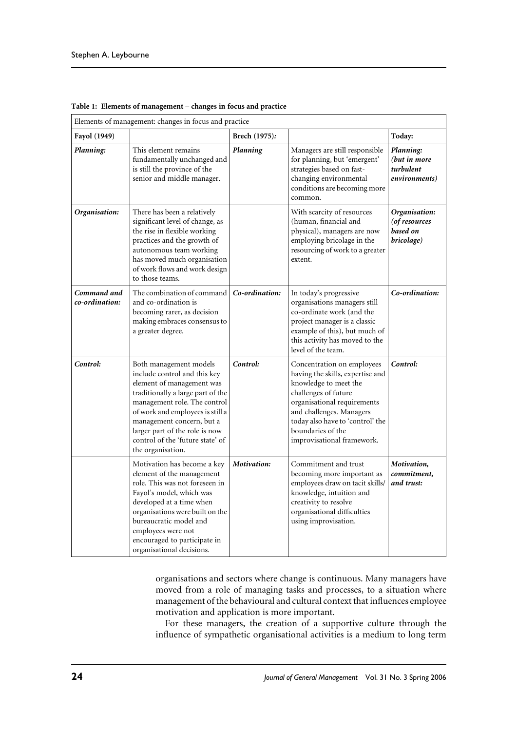**Table 1: Elements of management – changes in focus and practice**

| Elements of management: changes in focus and practice | | | | |
|---|---|---|---|---|
| **Fayol (1949)** | | **Brech (1975):** | | **Today:** |
| ***Planning:*** | This element remains fundamentally unchanged and is still the province of the senior and middle manager. | ***Planning*** | Managers are still responsible for planning, but 'emergent' strategies based on fast-changing environmental conditions are becoming more common. | ***Planning: (but in more turbulent environments)*** |
| ***Organisation:*** | There has been a relatively significant level of change, as the rise in flexible working practices and the growth of autonomous team working has moved much organisation of work flows and work design to those teams. | | With scarcity of resources (human, financial and physical), managers are now employing bricolage in the resourcing of work to a greater extent. | ***Organisation: (of resources based on bricolage)*** |
| ***Command and co-ordination:*** | The combination of command and co-ordination is becoming rarer, as decision making embraces consensus to a greater degree. | ***Co-ordination:*** | In today's progressive organisations managers still co-ordinate work (and the project manager is a classic example of this), but much of this activity has moved to the level of the team. | ***Co-ordination:*** |
| ***Control:*** | Both management models include control and this key element of management was traditionally a large part of the management role. The control of work and employees is still a management concern, but a larger part of the role is now control of the 'future state' of the organisation. | ***Control:*** | Concentration on employees having the skills, expertise and knowledge to meet the challenges of future organisational requirements and challenges. Managers today also have to 'control' the boundaries of the improvisational framework. | ***Control:*** |
| | Motivation has become a key element of the management role. This was not foreseen in Fayol's model, which was developed at a time when organisations were built on the bureaucratic model and employees were not encouraged to participate in organisational decisions. | ***Motivation:*** | Commitment and trust becoming more important as employees draw on tacit skills/ knowledge, intuition and creativity to resolve organisational difficulties using improvisation. | ***Motivation, commitment, and trust:*** |

organisations and sectors where change is continuous. Many managers have moved from a role of managing tasks and processes, to a situation where management of the behavioural and cultural context that influences employee motivation and application is more important.

For these managers, the creation of a supportive culture through the influence of sympathetic organisational activities is a medium to long term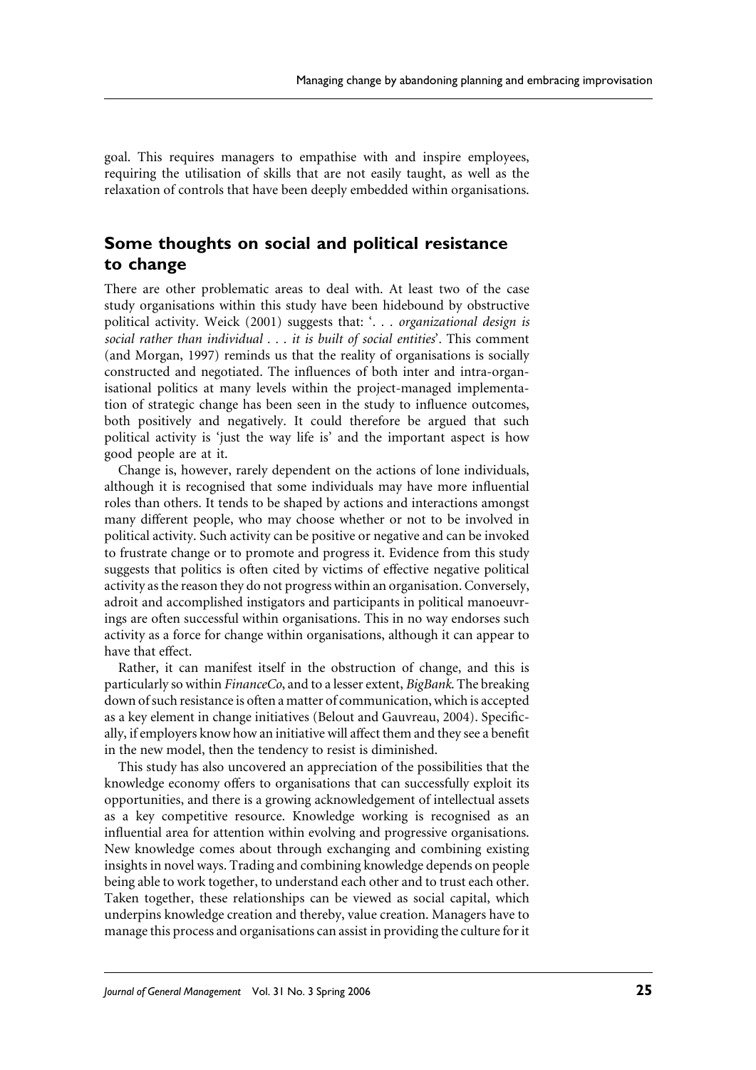goal. This requires managers to empathise with and inspire employees, requiring the utilisation of skills that are not easily taught, as well as the relaxation of controls that have been deeply embedded within organisations.

## Some thoughts on social and political resistance to change

There are other problematic areas to deal with. At least two of the case study organisations within this study have been hidebound by obstructive political activity. Weick (2001) suggests that: '. . . *organizational design is social rather than individual . . . it is built of social entities*'. This comment (and Morgan, 1997) reminds us that the reality of organisations is socially constructed and negotiated. The influences of both inter and intra-organisational politics at many levels within the project-managed implementation of strategic change has been seen in the study to influence outcomes, both positively and negatively. It could therefore be argued that such political activity is 'just the way life is' and the important aspect is how good people are at it.

Change is, however, rarely dependent on the actions of lone individuals, although it is recognised that some individuals may have more influential roles than others. It tends to be shaped by actions and interactions amongst many different people, who may choose whether or not to be involved in political activity. Such activity can be positive or negative and can be invoked to frustrate change or to promote and progress it. Evidence from this study suggests that politics is often cited by victims of effective negative political activity as the reason they do not progress within an organisation. Conversely, adroit and accomplished instigators and participants in political manoeuvrings are often successful within organisations. This in no way endorses such activity as a force for change within organisations, although it can appear to have that effect.

Rather, it can manifest itself in the obstruction of change, and this is particularly so within *FinanceCo*, and to a lesser extent, *BigBank*. The breaking down of such resistance is often a matter of communication, which is accepted as a key element in change initiatives (Belout and Gauvreau, 2004). Specifically, if employers know how an initiative will affect them and they see a benefit in the new model, then the tendency to resist is diminished.

This study has also uncovered an appreciation of the possibilities that the knowledge economy offers to organisations that can successfully exploit its opportunities, and there is a growing acknowledgement of intellectual assets as a key competitive resource. Knowledge working is recognised as an influential area for attention within evolving and progressive organisations. New knowledge comes about through exchanging and combining existing insights in novel ways. Trading and combining knowledge depends on people being able to work together, to understand each other and to trust each other. Taken together, these relationships can be viewed as social capital, which underpins knowledge creation and thereby, value creation. Managers have to manage this process and organisations can assist in providing the culture for it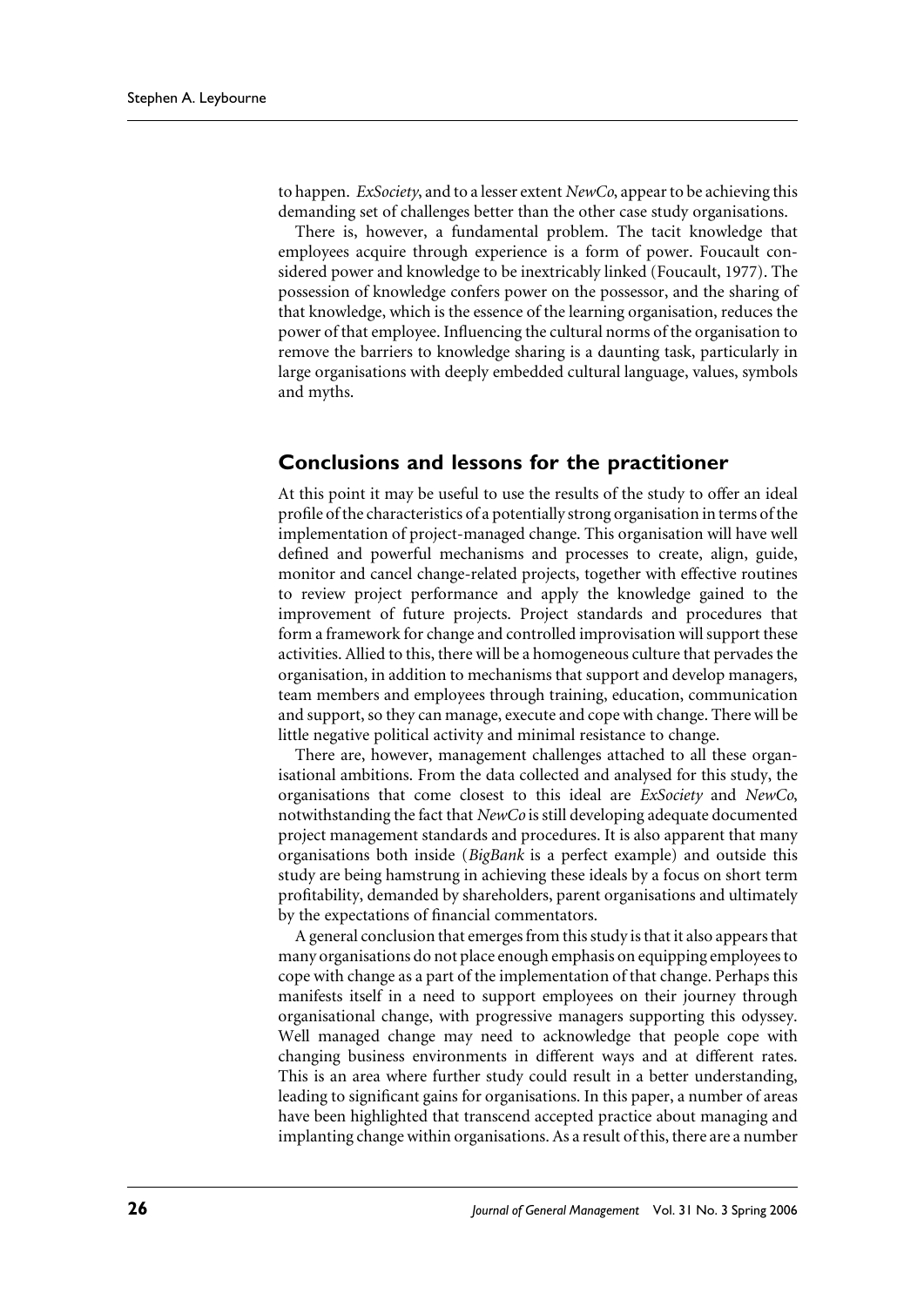to happen. *ExSociety*, and to a lesser extent *NewCo*, appear to be achieving this demanding set of challenges better than the other case study organisations.

There is, however, a fundamental problem. The tacit knowledge that employees acquire through experience is a form of power. Foucault considered power and knowledge to be inextricably linked (Foucault, 1977). The possession of knowledge confers power on the possessor, and the sharing of that knowledge, which is the essence of the learning organisation, reduces the power of that employee. Influencing the cultural norms of the organisation to remove the barriers to knowledge sharing is a daunting task, particularly in large organisations with deeply embedded cultural language, values, symbols and myths.

## Conclusions and lessons for the practitioner

At this point it may be useful to use the results of the study to offer an ideal profile of the characteristics of a potentially strong organisation in terms of the implementation of project-managed change. This organisation will have well defined and powerful mechanisms and processes to create, align, guide, monitor and cancel change-related projects, together with effective routines to review project performance and apply the knowledge gained to the improvement of future projects. Project standards and procedures that form a framework for change and controlled improvisation will support these activities. Allied to this, there will be a homogeneous culture that pervades the organisation, in addition to mechanisms that support and develop managers, team members and employees through training, education, communication and support, so they can manage, execute and cope with change. There will be little negative political activity and minimal resistance to change.

There are, however, management challenges attached to all these organisational ambitions. From the data collected and analysed for this study, the organisations that come closest to this ideal are *ExSociety* and *NewCo*, notwithstanding the fact that *NewCo* is still developing adequate documented project management standards and procedures. It is also apparent that many organisations both inside (*BigBank* is a perfect example) and outside this study are being hamstrung in achieving these ideals by a focus on short term profitability, demanded by shareholders, parent organisations and ultimately by the expectations of financial commentators.

A general conclusion that emerges from this study is that it also appears that many organisations do not place enough emphasis on equipping employees to cope with change as a part of the implementation of that change. Perhaps this manifests itself in a need to support employees on their journey through organisational change, with progressive managers supporting this odyssey. Well managed change may need to acknowledge that people cope with changing business environments in different ways and at different rates. This is an area where further study could result in a better understanding, leading to significant gains for organisations. In this paper, a number of areas have been highlighted that transcend accepted practice about managing and implanting change within organisations. As a result of this, there are a number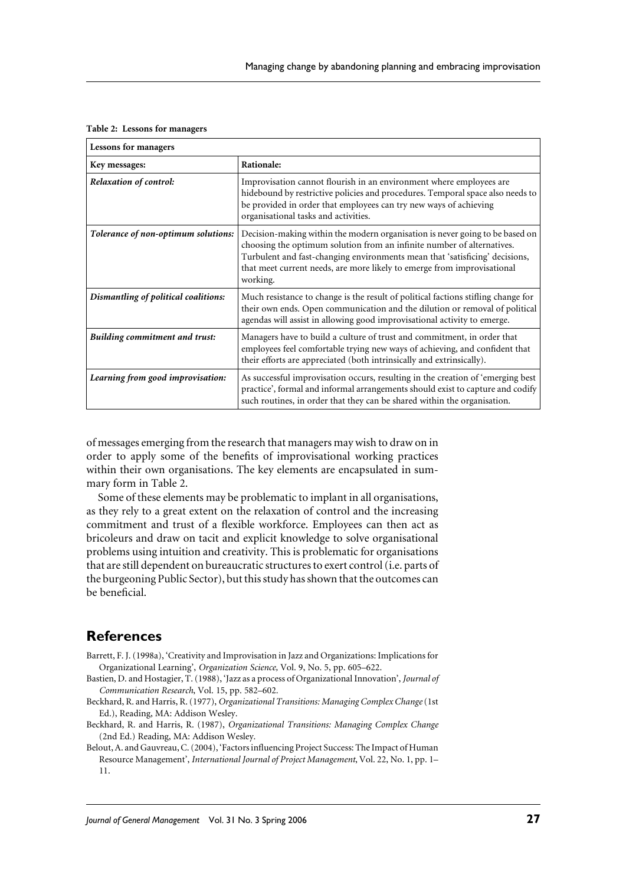**Table 2: Lessons for managers**

| Lessons for managers | |
|---|---|
| **Key messages:** | **Rationale:** |
| ***Relaxation of control:*** | Improvisation cannot flourish in an environment where employees are hidebound by restrictive policies and procedures. Temporal space also needs to be provided in order that employees can try new ways of achieving organisational tasks and activities. |
| ***Tolerance of non-optimum solutions:*** | Decision-making within the modern organisation is never going to be based on choosing the optimum solution from an infinite number of alternatives. Turbulent and fast-changing environments mean that 'satisficing' decisions, that meet current needs, are more likely to emerge from improvisational working. |
| ***Dismantling of political coalitions:*** | Much resistance to change is the result of political factions stifling change for their own ends. Open communication and the dilution or removal of political agendas will assist in allowing good improvisational activity to emerge. |
| ***Building commitment and trust:*** | Managers have to build a culture of trust and commitment, in order that employees feel comfortable trying new ways of achieving, and confident that their efforts are appreciated (both intrinsically and extrinsically). |
| ***Learning from good improvisation:*** | As successful improvisation occurs, resulting in the creation of 'emerging best practice', formal and informal arrangements should exist to capture and codify such routines, in order that they can be shared within the organisation. |

of messages emerging from the research that managers may wish to draw on in order to apply some of the benefits of improvisational working practices within their own organisations. The key elements are encapsulated in summary form in Table 2.

Some of these elements may be problematic to implant in all organisations, as they rely to a great extent on the relaxation of control and the increasing commitment and trust of a flexible workforce. Employees can then act as bricoleurs and draw on tacit and explicit knowledge to solve organisational problems using intuition and creativity. This is problematic for organisations that are still dependent on bureaucratic structures to exert control (i.e. parts of the burgeoning Public Sector), but this study has shown that the outcomes can be beneficial.

## References

Barrett, F. J. (1998a), 'Creativity and Improvisation in Jazz and Organizations: Implications for Organizational Learning', *Organization Science*, Vol. 9, No. 5, pp. 605–622.

Bastien, D. and Hostagier, T. (1988), 'Jazz as a process of Organizational Innovation', *Journal of Communication Research*, Vol. 15, pp. 582–602.

Beckhard, R. and Harris, R. (1977), *Organizational Transitions: Managing Complex Change* (1st Ed.), Reading, MA: Addison Wesley.

Beckhard, R. and Harris, R. (1987), *Organizational Transitions: Managing Complex Change* (2nd Ed.) Reading, MA: Addison Wesley.

Belout, A. and Gauvreau, C. (2004), 'Factors influencing Project Success: The Impact of Human Resource Management', *International Journal of Project Management*, Vol. 22, No. 1, pp. 1–11.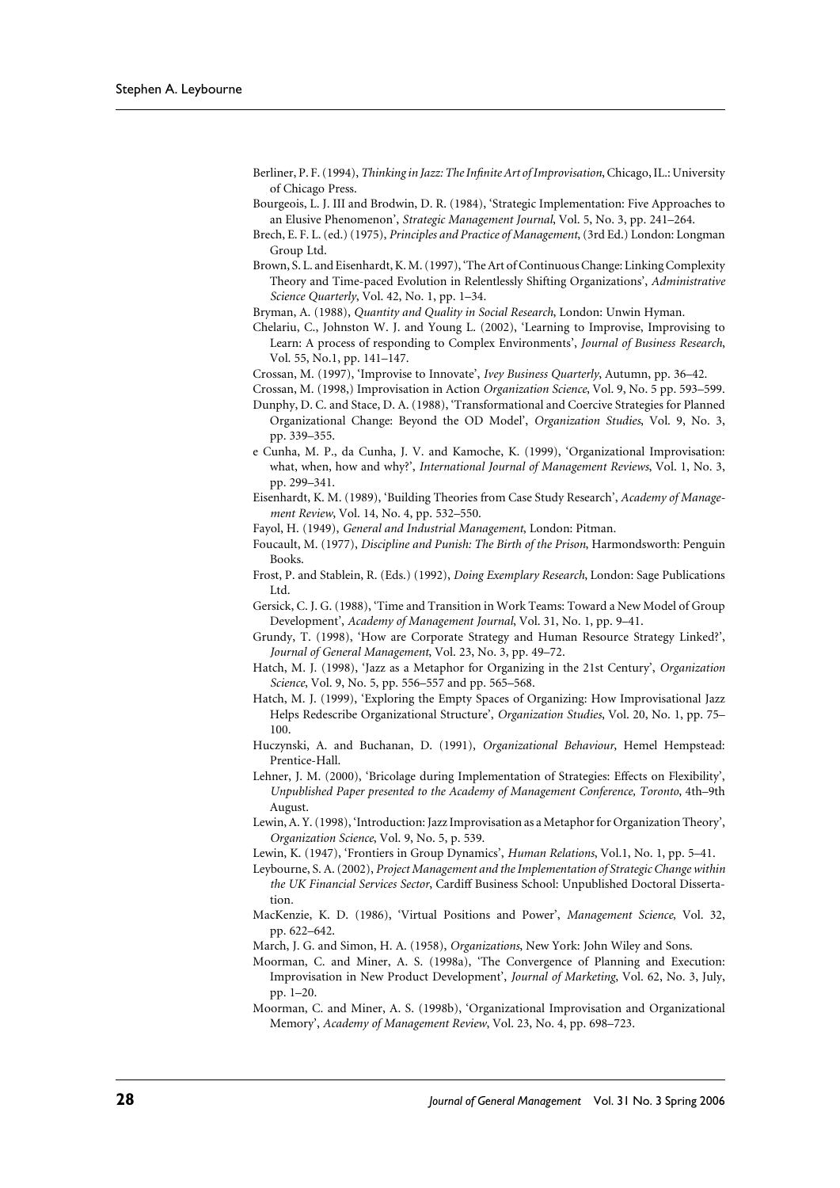Berliner, P. F. (1994), *Thinking in Jazz: The Infinite Art of Improvisation*, Chicago, IL.: University of Chicago Press.

Bourgeois, L. J. III and Brodwin, D. R. (1984), 'Strategic Implementation: Five Approaches to an Elusive Phenomenon', *Strategic Management Journal*, Vol. 5, No. 3, pp. 241–264.

Brech, E. F. L. (ed.) (1975), *Principles and Practice of Management*, (3rd Ed.) London: Longman Group Ltd.

Brown, S. L. and Eisenhardt, K. M. (1997), 'The Art of Continuous Change: Linking Complexity Theory and Time-paced Evolution in Relentlessly Shifting Organizations', *Administrative Science Quarterly*, Vol. 42, No. 1, pp. 1–34.

Bryman, A. (1988), *Quantity and Quality in Social Research*, London: Unwin Hyman.

Chelariu, C., Johnston W. J. and Young L. (2002), 'Learning to Improvise, Improvising to Learn: A process of responding to Complex Environments', *Journal of Business Research*, Vol. 55, No.1, pp. 141–147.

Crossan, M. (1997), 'Improvise to Innovate', *Ivey Business Quarterly*, Autumn, pp. 36–42.

Crossan, M. (1998,) Improvisation in Action *Organization Science*, Vol. 9, No. 5 pp. 593–599.

Dunphy, D. C. and Stace, D. A. (1988), 'Transformational and Coercive Strategies for Planned Organizational Change: Beyond the OD Model', *Organization Studies*, Vol. 9, No. 3, pp. 339–355.

e Cunha, M. P., da Cunha, J. V. and Kamoche, K. (1999), 'Organizational Improvisation: what, when, how and why?', *International Journal of Management Reviews*, Vol. 1, No. 3, pp. 299–341.

Eisenhardt, K. M. (1989), 'Building Theories from Case Study Research', *Academy of Management Review*, Vol. 14, No. 4, pp. 532–550.

Fayol, H. (1949), *General and Industrial Management*, London: Pitman.

Foucault, M. (1977), *Discipline and Punish: The Birth of the Prison*, Harmondsworth: Penguin Books.

Frost, P. and Stablein, R. (Eds.) (1992), *Doing Exemplary Research*, London: Sage Publications Ltd.

Gersick, C. J. G. (1988), 'Time and Transition in Work Teams: Toward a New Model of Group Development', *Academy of Management Journal*, Vol. 31, No. 1, pp. 9–41.

Grundy, T. (1998), 'How are Corporate Strategy and Human Resource Strategy Linked?', *Journal of General Management*, Vol. 23, No. 3, pp. 49–72.

Hatch, M. J. (1998), 'Jazz as a Metaphor for Organizing in the 21st Century', *Organization Science*, Vol. 9, No. 5, pp. 556–557 and pp. 565–568.

Hatch, M. J. (1999), 'Exploring the Empty Spaces of Organizing: How Improvisational Jazz Helps Redescribe Organizational Structure', *Organization Studies*, Vol. 20, No. 1, pp. 75–100.

Huczynski, A. and Buchanan, D. (1991), *Organizational Behaviour*, Hemel Hempstead: Prentice-Hall.

Lehner, J. M. (2000), 'Bricolage during Implementation of Strategies: Effects on Flexibility', *Unpublished Paper presented to the Academy of Management Conference, Toronto*, 4th–9th August.

Lewin, A. Y. (1998), 'Introduction: Jazz Improvisation as a Metaphor for Organization Theory', *Organization Science*, Vol. 9, No. 5, p. 539.

Lewin, K. (1947), 'Frontiers in Group Dynamics', *Human Relations*, Vol.1, No. 1, pp. 5–41.

Leybourne, S. A. (2002), *Project Management and the Implementation of Strategic Change within the UK Financial Services Sector*, Cardiff Business School: Unpublished Doctoral Dissertation.

MacKenzie, K. D. (1986), 'Virtual Positions and Power', *Management Science*, Vol. 32, pp. 622–642.

March, J. G. and Simon, H. A. (1958), *Organizations*, New York: John Wiley and Sons.

Moorman, C. and Miner, A. S. (1998a), 'The Convergence of Planning and Execution: Improvisation in New Product Development', *Journal of Marketing*, Vol. 62, No. 3, July, pp. 1–20.

Moorman, C. and Miner, A. S. (1998b), 'Organizational Improvisation and Organizational Memory', *Academy of Management Review*, Vol. 23, No. 4, pp. 698–723.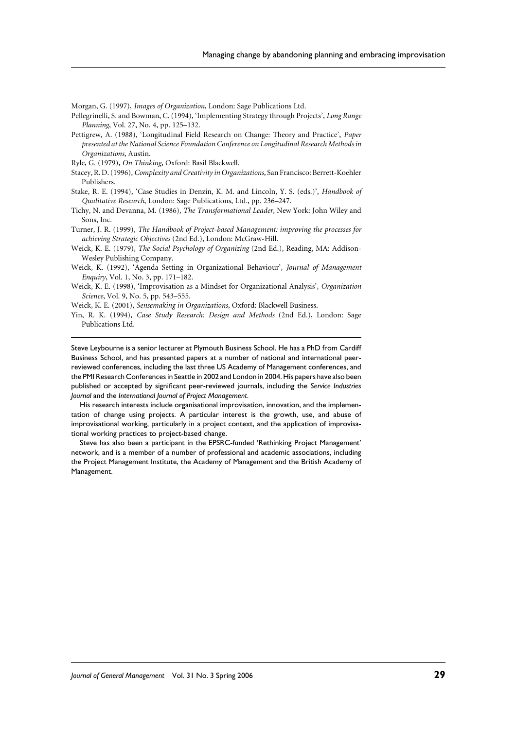Morgan, G. (1997), *Images of Organization*, London: Sage Publications Ltd.

Pellegrinelli, S. and Bowman, C. (1994), 'Implementing Strategy through Projects', *Long Range Planning*, Vol. 27, No. 4, pp. 125–132.

Pettigrew, A. (1988), 'Longitudinal Field Research on Change: Theory and Practice', *Paper presented at the National Science Foundation Conference on Longitudinal Research Methods in Organizations*, Austin.

Ryle, G. (1979), *On Thinking*, Oxford: Basil Blackwell.

Stacey, R. D. (1996), *Complexity and Creativity in Organizations*, San Francisco: Berrett-Koehler Publishers.

Stake, R. E. (1994), 'Case Studies in Denzin, K. M. and Lincoln, Y. S. (eds.)', *Handbook of Qualitative Research*, London: Sage Publications, Ltd., pp. 236–247.

Tichy, N. and Devanna, M. (1986), *The Transformational Leader*, New York: John Wiley and Sons, Inc.

Turner, J. R. (1999), *The Handbook of Project-based Management: improving the processes for achieving Strategic Objectives* (2nd Ed.), London: McGraw-Hill.

Weick, K. E. (1979), *The Social Psychology of Organizing* (2nd Ed.), Reading, MA: Addison-Wesley Publishing Company.

Weick, K. (1992), 'Agenda Setting in Organizational Behaviour', *Journal of Management Enquiry*, Vol. 1, No. 3, pp. 171–182.

Weick, K. E. (1998), 'Improvisation as a Mindset for Organizational Analysis', *Organization Science*, Vol. 9, No. 5, pp. 543–555.

Weick, K. E. (2001), *Sensemaking in Organizations*, Oxford: Blackwell Business.

Yin, R. K. (1994), *Case Study Research: Design and Methods* (2nd Ed.), London: Sage Publications Ltd.

---

Steve Leybourne is a senior lecturer at Plymouth Business School. He has a PhD from Cardiff Business School, and has presented papers at a number of national and international peer-reviewed conferences, including the last three US Academy of Management conferences, and the PMI Research Conferences in Seattle in 2002 and London in 2004. His papers have also been published or accepted by significant peer-reviewed journals, including the *Service Industries Journal* and the *International Journal of Project Management*.

His research interests include organisational improvisation, innovation, and the implementation of change using projects. A particular interest is the growth, use, and abuse of improvisational working, particularly in a project context, and the application of improvisational working practices to project-based change.

Steve has also been a participant in the EPSRC-funded 'Rethinking Project Management' network, and is a member of a number of professional and academic associations, including the Project Management Institute, the Academy of Management and the British Academy of Management.